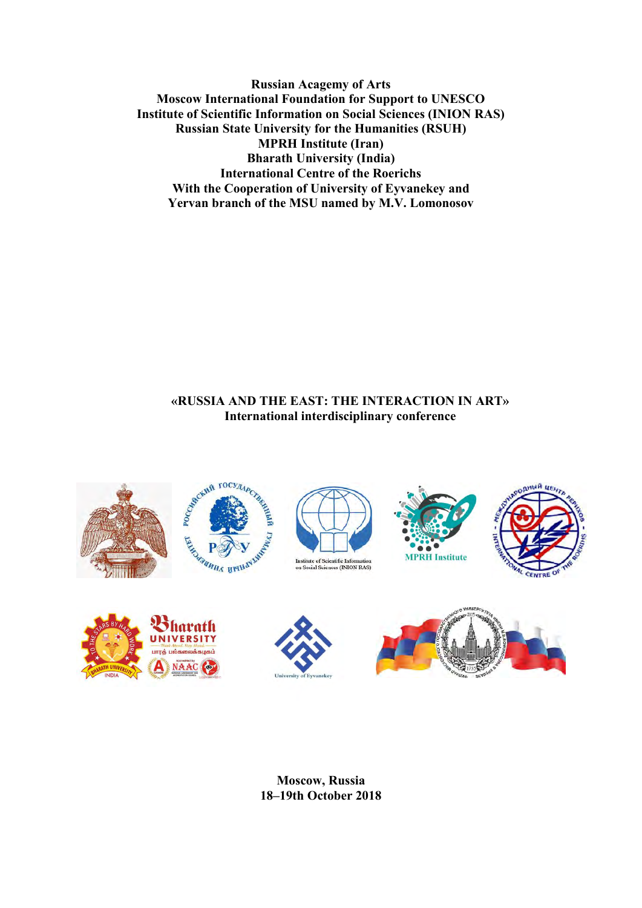**Russian Acagemy of Arts**
**Moscow International Foundation for Support to UNESCO**
**Institute of Scientific Information on Social Sciences (INION RAS)**
**Russian State University for the Humanities (RSUH)**
**MPRH Institute (Iran)**
**Bharath University (India)**
**International Centre of the Roerichs**
**With the Cooperation of University of Eyvanekey and**
**Yervan branch of the MSU named by M.V. Lomonosov**

# «RUSSIA AND THE EAST: THE INTERACTION IN ART»

## International interdisciplinary conference

**Moscow, Russia**
**18–19th October 2018**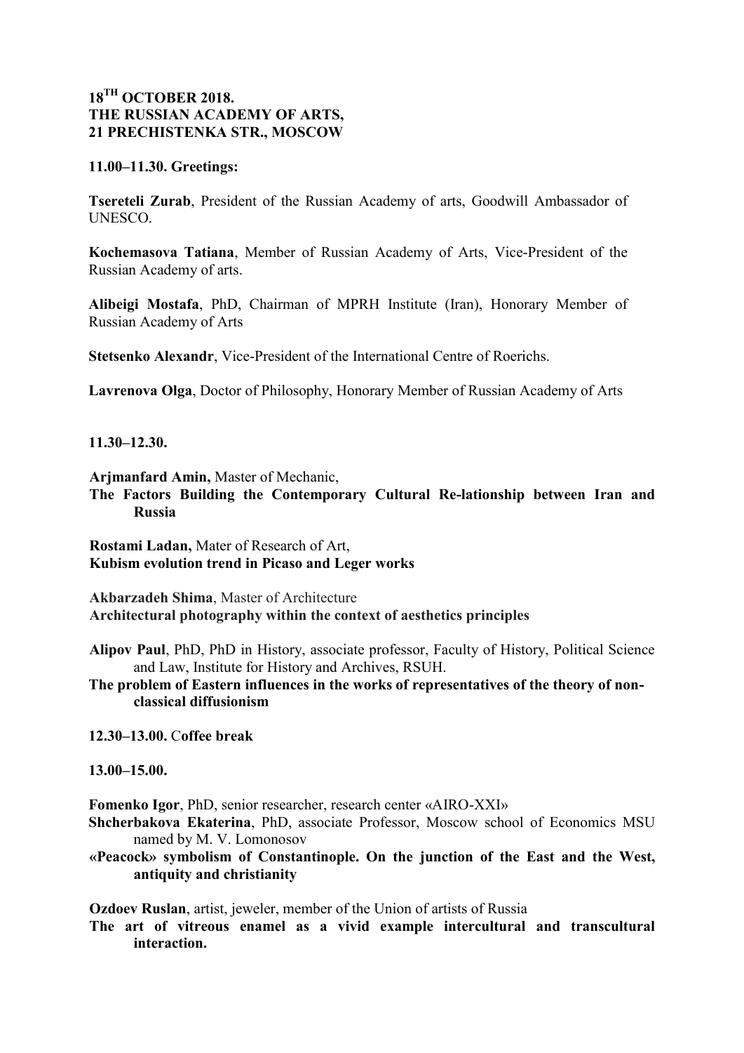**18TH OCTOBER 2018.**
**THE RUSSIAN ACADEMY OF ARTS,**
**21 PRECHISTENKA STR., MOSCOW**

**11.00–11.30. Greetings:**

**Tsereteli Zurab**, President of the Russian Academy of arts, Goodwill Ambassador of UNESCO.

**Kochemasova Tatiana**, Member of Russian Academy of Arts, Vice-President of the Russian Academy of arts.

**Alibeigi Mostafa**, PhD, Chairman of MPRH Institute (Iran), Honorary Member of Russian Academy of Arts

**Stetsenko Alexandr**, Vice-President of the International Centre of Roerichs.

**Lavrenova Olga**, Doctor of Philosophy, Honorary Member of Russian Academy of Arts

**11.30–12.30.**

**Arjmanfard Amin,** Master of Mechanic,
**The Factors Building the Contemporary Cultural Re-lationship between Iran and Russia**

**Rostami Ladan,** Mater of Research of Art,
**Kubism evolution trend in Picaso and Leger works**

**Akbarzadeh Shima**, Master of Architecture
**Architectural photography within the context of aesthetics principles**

**Alipov Paul**, PhD, PhD in History, associate professor, Faculty of History, Political Science and Law, Institute for History and Archives, RSUH.
**The problem of Eastern influences in the works of representatives of the theory of non-classical diffusionism**

**12.30–13.00. Coffee break**

**13.00–15.00.**

**Fomenko Igor**, PhD, senior researcher, research center «AIRO-XXI»
**Shcherbakova Ekaterina**, PhD, associate Professor, Moscow school of Economics MSU named by M. V. Lomonosov
**«Peacock» symbolism of Constantinople. On the junction of the East and the West, antiquity and christianity**

**Ozdoev Ruslan**, artist, jeweler, member of the Union of artists of Russia
**The art of vitreous enamel as a vivid example intercultural and transcultural interaction.**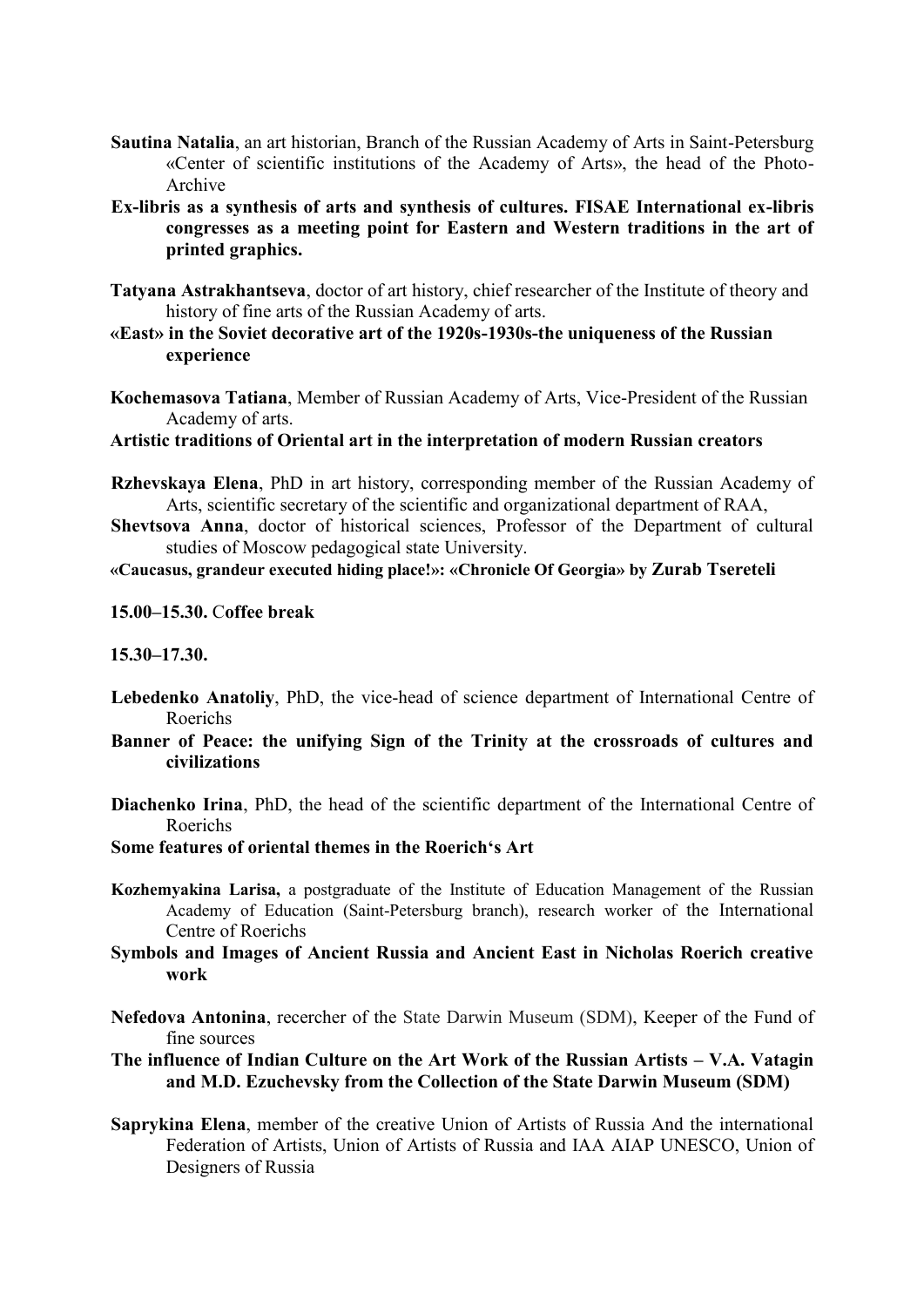**Sautina Natalia**, an art historian, Branch of the Russian Academy of Arts in Saint-Petersburg «Center of scientific institutions of the Academy of Arts», the head of the Photo-Archive

**Ex-libris as a synthesis of arts and synthesis of cultures. FISAE International ex-libris congresses as a meeting point for Eastern and Western traditions in the art of printed graphics.**

**Tatyana Astrakhantseva**, doctor of art history, chief researcher of the Institute of theory and history of fine arts of the Russian Academy of arts.

**«East» in the Soviet decorative art of the 1920s-1930s-the uniqueness of the Russian experience**

**Kochemasova Tatiana**, Member of Russian Academy of Arts, Vice-President of the Russian Academy of arts.

**Artistic traditions of Oriental art in the interpretation of modern Russian creators**

**Rzhevskaya Elena**, PhD in art history, corresponding member of the Russian Academy of Arts, scientific secretary of the scientific and organizational department of RAA,

**Shevtsova Anna**, doctor of historical sciences, Professor of the Department of cultural studies of Moscow pedagogical state University.

**«Caucasus, grandeur executed hiding place!»: «Chronicle Of Georgia» by Zurab Tsereteli**

**15.00–15.30. Coffee break**

**15.30–17.30.**

**Lebedenko Anatoliy**, PhD, the vice-head of science department of International Centre of Roerichs

**Banner of Peace: the unifying Sign of the Trinity at the crossroads of cultures and civilizations**

**Diachenko Irina**, PhD, the head of the scientific department of the International Centre of Roerichs

**Some features of oriental themes in the Roerich's Art**

**Kozhemyakina Larisa,** a postgraduate of the Institute of Education Management of the Russian Academy of Education (Saint-Petersburg branch), research worker of the International Centre of Roerichs

**Symbols and Images of Ancient Russia and Ancient East in Nicholas Roerich creative work**

**Nefedova Antonina**, recercher of the State Darwin Museum (SDM), Keeper of the Fund of fine sources

**The influence of Indian Culture on the Art Work of the Russian Artists – V.A. Vatagin and M.D. Ezuchevsky from the Collection of the State Darwin Museum (SDM)**

**Saprykina Elena**, member of the creative Union of Artists of Russia And the international Federation of Artists, Union of Artists of Russia and IAA AIAP UNESCO, Union of Designers of Russia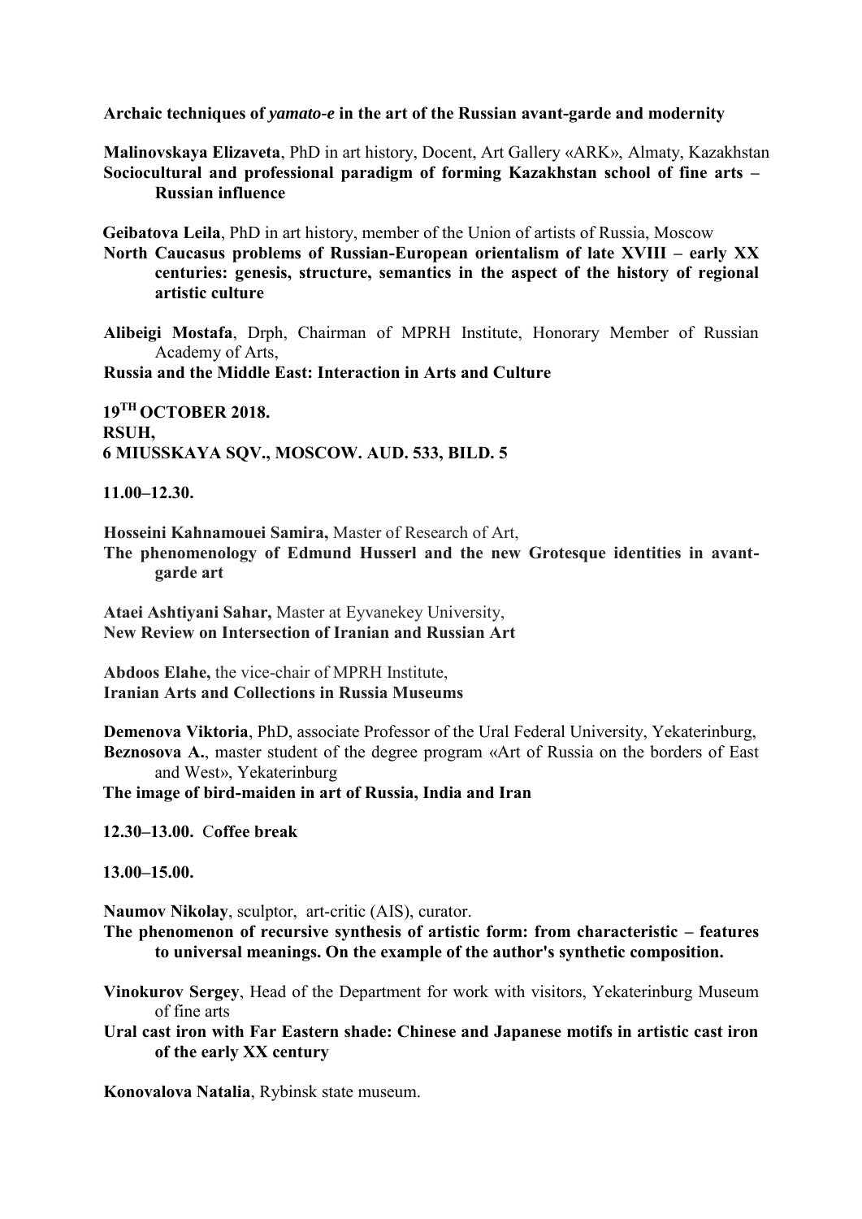**Archaic techniques of *yamato-e* in the art of the Russian avant-garde and modernity**

**Malinovskaya Elizaveta**, PhD in art history, Docent, Art Gallery «ARK», Almaty, Kazakhstan
**Sociocultural and professional paradigm of forming Kazakhstan school of fine arts – Russian influence**

**Geibatova Leila**, PhD in art history, member of the Union of artists of Russia, Moscow
**North Caucasus problems of Russian-European orientalism of late XVIII – early XX centuries: genesis, structure, semantics in the aspect of the history of regional artistic culture**

**Alibeigi Mostafa**, Drph, Chairman of MPRH Institute, Honorary Member of Russian Academy of Arts,
**Russia and the Middle East: Interaction in Arts and Culture**

**19TH OCTOBER 2018.**
**RSUH,**
**6 MIUSSKAYA SQV., MOSCOW. AUD. 533, BILD. 5**

**11.00–12.30.**

**Hosseini Kahnamouei Samira,** Master of Research of Art,
**The phenomenology of Edmund Husserl and the new Grotesque identities in avant-garde art**

**Ataei Ashtiyani Sahar,** Master at Eyvanekey University,
**New Review on Intersection of Iranian and Russian Art**

**Abdoos Elahe,** the vice-chair of MPRH Institute,
**Iranian Arts and Collections in Russia Museums**

**Demenova Viktoria**, PhD, associate Professor of the Ural Federal University, Yekaterinburg,
**Beznosova A.**, master student of the degree program «Art of Russia on the borders of East and West», Yekaterinburg
**The image of bird-maiden in art of Russia, India and Iran**

**12.30–13.00. Coffee break**

**13.00–15.00.**

**Naumov Nikolay**, sculptor, art-critic (AIS), curator.
**The phenomenon of recursive synthesis of artistic form: from characteristic – features to universal meanings. On the example of the author's synthetic composition.**

**Vinokurov Sergey**, Head of the Department for work with visitors, Yekaterinburg Museum of fine arts
**Ural cast iron with Far Eastern shade: Chinese and Japanese motifs in artistic cast iron of the early XX century**

**Konovalova Natalia**, Rybinsk state museum.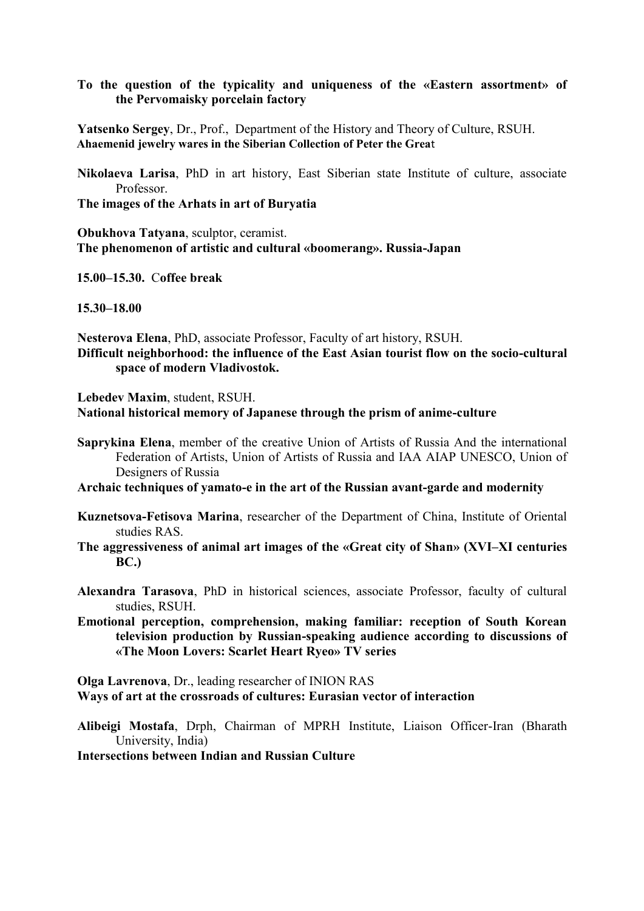**To the question of the typicality and uniqueness of the «Eastern assortment» of the Pervomaisky porcelain factory**

**Yatsenko Sergey**, Dr., Prof., Department of the History and Theory of Culture, RSUH.
**Ahaemenid jewelry wares in the Siberian Collection of Peter the Great**

**Nikolaeva Larisa**, PhD in art history, East Siberian state Institute of culture, associate Professor.
**The images of the Arhats in art of Buryatia**

**Obukhova Tatyana**, sculptor, ceramist.
**The phenomenon of artistic and cultural «boomerang». Russia-Japan**

**15.00–15.30. Coffee break**

**15.30–18.00**

**Nesterova Elena**, PhD, associate Professor, Faculty of art history, RSUH.
**Difficult neighborhood: the influence of the East Asian tourist flow on the socio-cultural space of modern Vladivostok.**

**Lebedev Maxim**, student, RSUH.
**National historical memory of Japanese through the prism of anime-culture**

**Saprykina Elena**, member of the creative Union of Artists of Russia And the international Federation of Artists, Union of Artists of Russia and IAA AIAP UNESCO, Union of Designers of Russia
**Archaic techniques of yamato-e in the art of the Russian avant-garde and modernity**

**Kuznetsova-Fetisova Marina**, researcher of the Department of China, Institute of Oriental studies RAS.
**The aggressiveness of animal art images of the «Great city of Shan» (XVI–XI centuries BC.)**

**Alexandra Tarasova**, PhD in historical sciences, associate Professor, faculty of cultural studies, RSUH.
**Emotional perception, comprehension, making familiar: reception of South Korean television production by Russian-speaking audience according to discussions of «The Moon Lovers: Scarlet Heart Ryeo» TV series**

**Olga Lavrenova**, Dr., leading researcher of INION RAS
**Ways of art at the crossroads of cultures: Eurasian vector of interaction**

**Alibeigi Mostafa**, Drph, Chairman of MPRH Institute, Liaison Officer-Iran (Bharath University, India)
**Intersections between Indian and Russian Culture**